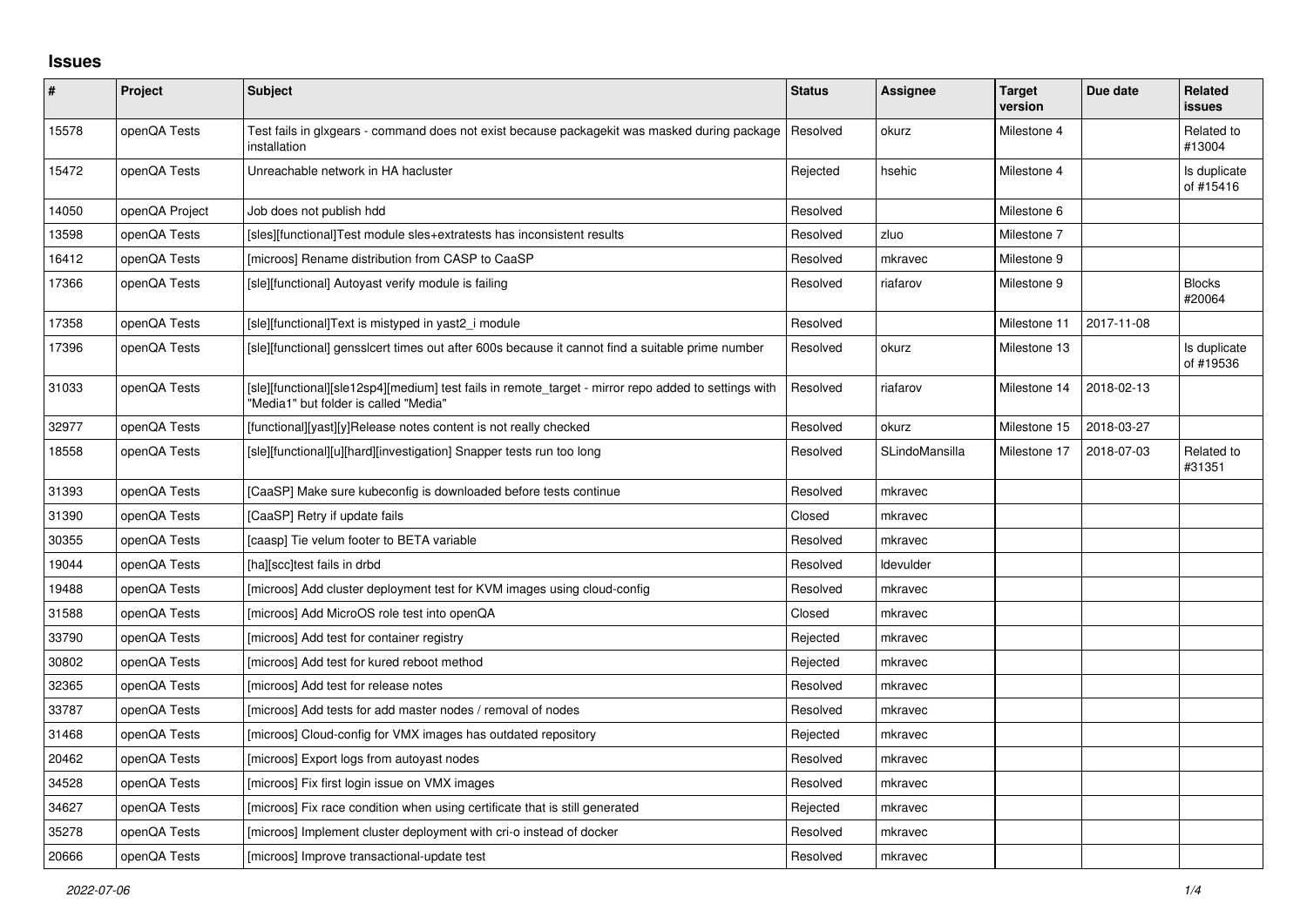# Issues

| # | Project | Subject | Status | Assignee | Target version | Due date | Related issues |
|---|---|---|---|---|---|---|---|
| 15578 | openQA Tests | Test fails in glxgears - command does not exist because packagekit was masked during package installation | Resolved | okurz | Milestone 4 | | Related to #13004 |
| 15472 | openQA Tests | Unreachable network in HA hacluster | Rejected | hsehic | Milestone 4 | | Is duplicate of #15416 |
| 14050 | openQA Project | Job does not publish hdd | Resolved | | Milestone 6 | | |
| 13598 | openQA Tests | [sles][functional]Test module sles+extratests has inconsistent results | Resolved | zluo | Milestone 7 | | |
| 16412 | openQA Tests | [microos] Rename distribution from CASP to CaaSP | Resolved | mkravec | Milestone 9 | | |
| 17366 | openQA Tests | [sle][functional] Autoyast verify module is failing | Resolved | riafarov | Milestone 9 | | Blocks #20064 |
| 17358 | openQA Tests | [sle][functional]Text is mistyped in yast2_i module | Resolved | | Milestone 11 | 2017-11-08 | |
| 17396 | openQA Tests | [sle][functional] genssIcert times out after 600s because it cannot find a suitable prime number | Resolved | okurz | Milestone 13 | | Is duplicate of #19536 |
| 31033 | openQA Tests | [sle][functional][sle12sp4][medium] test fails in remote_target - mirror repo added to settings with "Media1" but folder is called "Media" | Resolved | riafarov | Milestone 14 | 2018-02-13 | |
| 32977 | openQA Tests | [functional][yast][y]Release notes content is not really checked | Resolved | okurz | Milestone 15 | 2018-03-27 | |
| 18558 | openQA Tests | [sle][functional][u][hard][investigation] Snapper tests run too long | Resolved | SLindoMansilla | Milestone 17 | 2018-07-03 | Related to #31351 |
| 31393 | openQA Tests | [CaaSP] Make sure kubeconfig is downloaded before tests continue | Resolved | mkravec | | | |
| 31390 | openQA Tests | [CaaSP] Retry if update fails | Closed | mkravec | | | |
| 30355 | openQA Tests | [caasp] Tie velum footer to BETA variable | Resolved | mkravec | | | |
| 19044 | openQA Tests | [ha][scc]test fails in drbd | Resolved | ldevulder | | | |
| 19488 | openQA Tests | [microos] Add cluster deployment test for KVM images using cloud-config | Resolved | mkravec | | | |
| 31588 | openQA Tests | [microos] Add MicroOS role test into openQA | Closed | mkravec | | | |
| 33790 | openQA Tests | [microos] Add test for container registry | Rejected | mkravec | | | |
| 30802 | openQA Tests | [microos] Add test for kured reboot method | Rejected | mkravec | | | |
| 32365 | openQA Tests | [microos] Add test for release notes | Resolved | mkravec | | | |
| 33787 | openQA Tests | [microos] Add tests for add master nodes / removal of nodes | Resolved | mkravec | | | |
| 31468 | openQA Tests | [microos] Cloud-config for VMX images has outdated repository | Rejected | mkravec | | | |
| 20462 | openQA Tests | [microos] Export logs from autoyast nodes | Resolved | mkravec | | | |
| 34528 | openQA Tests | [microos] Fix first login issue on VMX images | Resolved | mkravec | | | |
| 34627 | openQA Tests | [microos] Fix race condition when using certificate that is still generated | Rejected | mkravec | | | |
| 35278 | openQA Tests | [microos] Implement cluster deployment with cri-o instead of docker | Resolved | mkravec | | | |
| 20666 | openQA Tests | [microos] Improve transactional-update test | Resolved | mkravec | | | |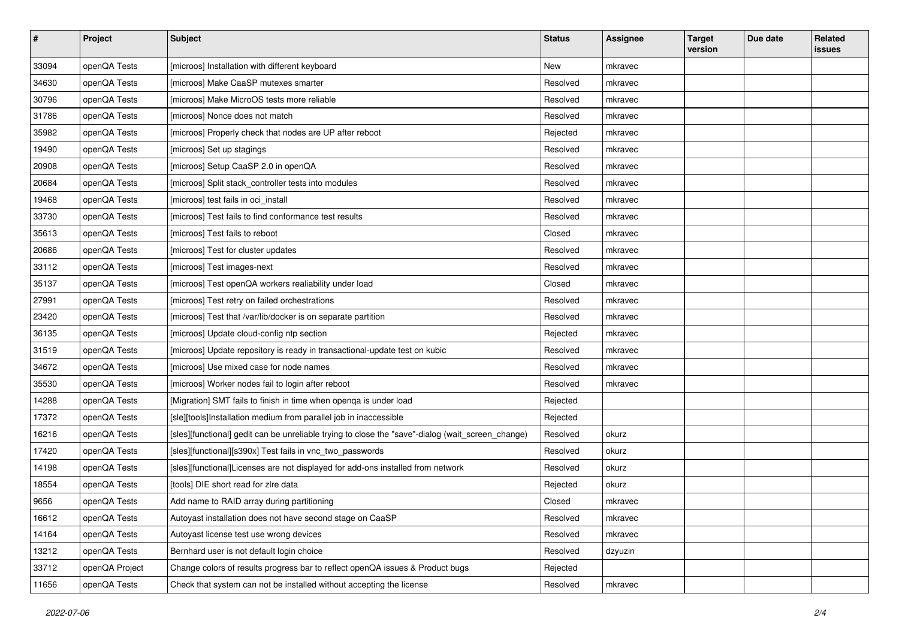| # | Project | Subject | Status | Assignee | Target version | Due date | Related issues |
|---|---|---|---|---|---|---|---|
| 33094 | openQA Tests | [microos] Installation with different keyboard | New | mkravec | | | |
| 34630 | openQA Tests | [microos] Make CaaSP mutexes smarter | Resolved | mkravec | | | |
| 30796 | openQA Tests | [microos] Make MicroOS tests more reliable | Resolved | mkravec | | | |
| 31786 | openQA Tests | [microos] Nonce does not match | Resolved | mkravec | | | |
| 35982 | openQA Tests | [microos] Properly check that nodes are UP after reboot | Rejected | mkravec | | | |
| 19490 | openQA Tests | [microos] Set up stagings | Resolved | mkravec | | | |
| 20908 | openQA Tests | [microos] Setup CaaSP 2.0 in openQA | Resolved | mkravec | | | |
| 20684 | openQA Tests | [microos] Split stack_controller tests into modules | Resolved | mkravec | | | |
| 19468 | openQA Tests | [microos] test fails in oci_install | Resolved | mkravec | | | |
| 33730 | openQA Tests | [microos] Test fails to find conformance test results | Resolved | mkravec | | | |
| 35613 | openQA Tests | [microos] Test fails to reboot | Closed | mkravec | | | |
| 20686 | openQA Tests | [microos] Test for cluster updates | Resolved | mkravec | | | |
| 33112 | openQA Tests | [microos] Test images-next | Resolved | mkravec | | | |
| 35137 | openQA Tests | [microos] Test openQA workers realiability under load | Closed | mkravec | | | |
| 27991 | openQA Tests | [microos] Test retry on failed orchestrations | Resolved | mkravec | | | |
| 23420 | openQA Tests | [microos] Test that /var/lib/docker is on separate partition | Resolved | mkravec | | | |
| 36135 | openQA Tests | [microos] Update cloud-config ntp section | Rejected | mkravec | | | |
| 31519 | openQA Tests | [microos] Update repository is ready in transactional-update test on kubic | Resolved | mkravec | | | |
| 34672 | openQA Tests | [microos] Use mixed case for node names | Resolved | mkravec | | | |
| 35530 | openQA Tests | [microos] Worker nodes fail to login after reboot | Resolved | mkravec | | | |
| 14288 | openQA Tests | [Migration] SMT fails to finish in time when openqa is under load | Rejected | | | | |
| 17372 | openQA Tests | [sle][tools]Installation medium from parallel job in inaccessible | Rejected | | | | |
| 16216 | openQA Tests | [sles][functional] gedit can be unreliable trying to close the "save"-dialog (wait_screen_change) | Resolved | okurz | | | |
| 17420 | openQA Tests | [sles][functional][s390x] Test fails in vnc_two_passwords | Resolved | okurz | | | |
| 14198 | openQA Tests | [sles][functional]Licenses are not displayed for add-ons installed from network | Resolved | okurz | | | |
| 18554 | openQA Tests | [tools] DIE short read for zlre data | Rejected | okurz | | | |
| 9656 | openQA Tests | Add name to RAID array during partitioning | Closed | mkravec | | | |
| 16612 | openQA Tests | Autoyast installation does not have second stage on CaaSP | Resolved | mkravec | | | |
| 14164 | openQA Tests | Autoyast license test use wrong devices | Resolved | mkravec | | | |
| 13212 | openQA Tests | Bernhard user is not default login choice | Resolved | dzyuzin | | | |
| 33712 | openQA Project | Change colors of results progress bar to reflect openQA issues & Product bugs | Rejected | | | | |
| 11656 | openQA Tests | Check that system can not be installed without accepting the license | Resolved | mkravec | | | |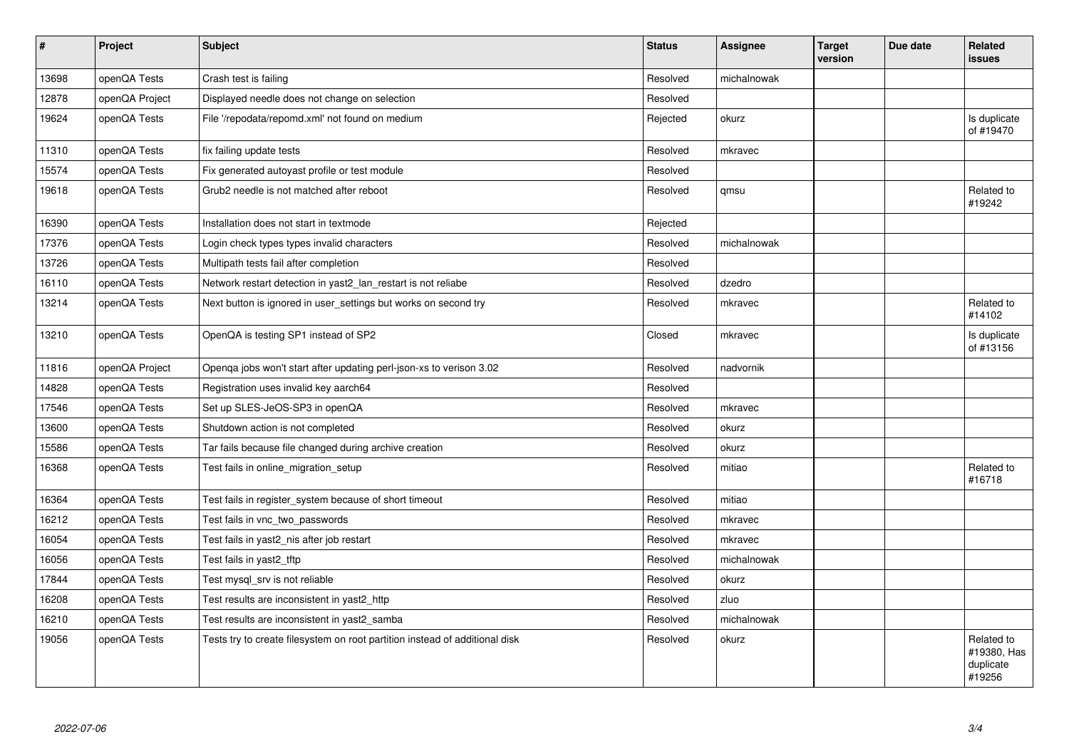| # | Project | Subject | Status | Assignee | Target version | Due date | Related issues |
|---|---|---|---|---|---|---|---|
| 13698 | openQA Tests | Crash test is failing | Resolved | michalnowak | | | |
| 12878 | openQA Project | Displayed needle does not change on selection | Resolved | | | | |
| 19624 | openQA Tests | File '/repodata/repomd.xml' not found on medium | Rejected | okurz | | | Is duplicate of #19470 |
| 11310 | openQA Tests | fix failing update tests | Resolved | mkravec | | | |
| 15574 | openQA Tests | Fix generated autoyast profile or test module | Resolved | | | | |
| 19618 | openQA Tests | Grub2 needle is not matched after reboot | Resolved | qmsu | | | Related to #19242 |
| 16390 | openQA Tests | Installation does not start in textmode | Rejected | | | | |
| 17376 | openQA Tests | Login check types types invalid characters | Resolved | michalnowak | | | |
| 13726 | openQA Tests | Multipath tests fail after completion | Resolved | | | | |
| 16110 | openQA Tests | Network restart detection in yast2_lan_restart is not reliabe | Resolved | dzedro | | | |
| 13214 | openQA Tests | Next button is ignored in user_settings but works on second try | Resolved | mkravec | | | Related to #14102 |
| 13210 | openQA Tests | OpenQA is testing SP1 instead of SP2 | Closed | mkravec | | | Is duplicate of #13156 |
| 11816 | openQA Project | Openqa jobs won't start after updating perl-json-xs to verison 3.02 | Resolved | nadvornik | | | |
| 14828 | openQA Tests | Registration uses invalid key aarch64 | Resolved | | | | |
| 17546 | openQA Tests | Set up SLES-JeOS-SP3 in openQA | Resolved | mkravec | | | |
| 13600 | openQA Tests | Shutdown action is not completed | Resolved | okurz | | | |
| 15586 | openQA Tests | Tar fails because file changed during archive creation | Resolved | okurz | | | |
| 16368 | openQA Tests | Test fails in online_migration_setup | Resolved | mitiao | | | Related to #16718 |
| 16364 | openQA Tests | Test fails in register_system because of short timeout | Resolved | mitiao | | | |
| 16212 | openQA Tests | Test fails in vnc_two_passwords | Resolved | mkravec | | | |
| 16054 | openQA Tests | Test fails in yast2_nis after job restart | Resolved | mkravec | | | |
| 16056 | openQA Tests | Test fails in yast2_tftp | Resolved | michalnowak | | | |
| 17844 | openQA Tests | Test mysql_srv is not reliable | Resolved | okurz | | | |
| 16208 | openQA Tests | Test results are inconsistent in yast2_http | Resolved | zluo | | | |
| 16210 | openQA Tests | Test results are inconsistent in yast2_samba | Resolved | michalnowak | | | |
| 19056 | openQA Tests | Tests try to create filesystem on root partition instead of additional disk | Resolved | okurz | | | Related to #19380, Has duplicate #19256 |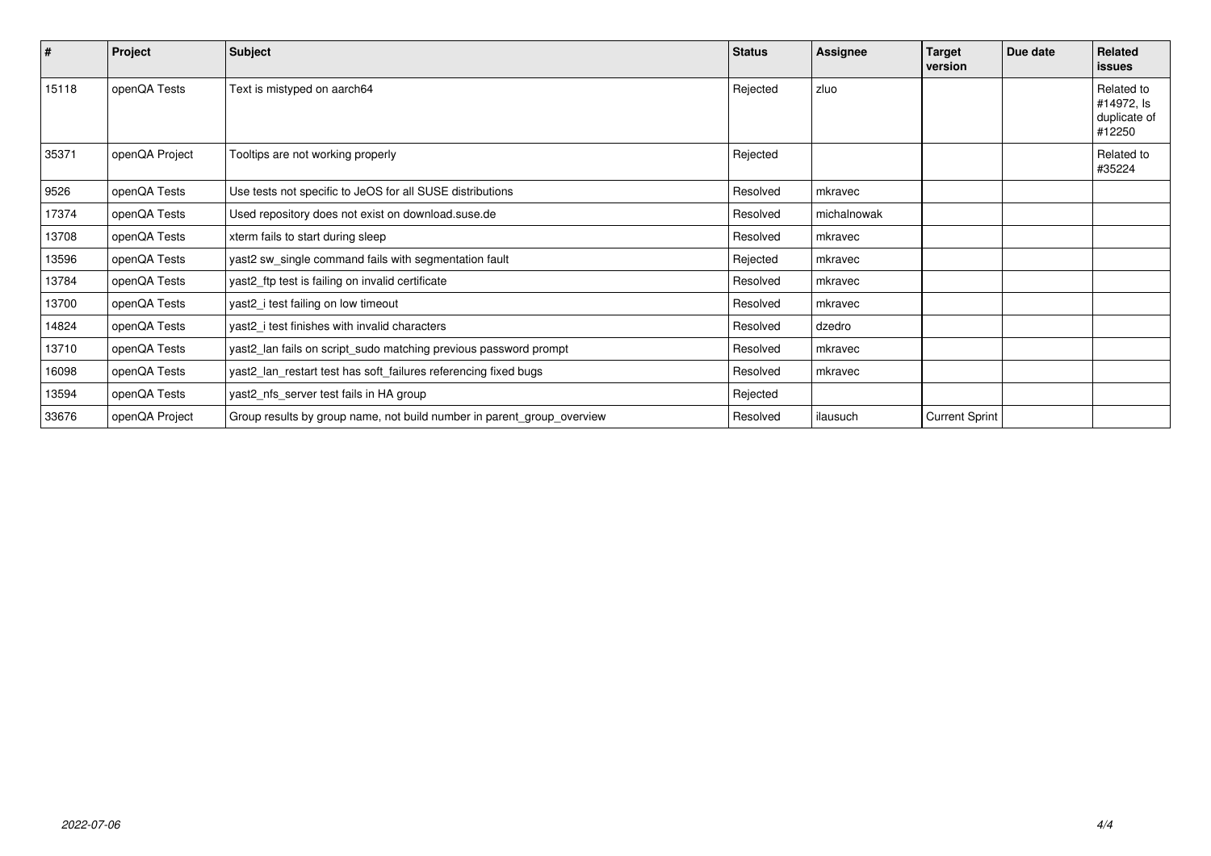| # | Project | Subject | Status | Assignee | Target version | Due date | Related issues |
|---|---|---|---|---|---|---|---|
| 15118 | openQA Tests | Text is mistyped on aarch64 | Rejected | zluo | | | Related to #14972, Is duplicate of #12250 |
| 35371 | openQA Project | Tooltips are not working properly | Rejected | | | | Related to #35224 |
| 9526 | openQA Tests | Use tests not specific to JeOS for all SUSE distributions | Resolved | mkravec | | | |
| 17374 | openQA Tests | Used repository does not exist on download.suse.de | Resolved | michalnowak | | | |
| 13708 | openQA Tests | xterm fails to start during sleep | Resolved | mkravec | | | |
| 13596 | openQA Tests | yast2 sw_single command fails with segmentation fault | Rejected | mkravec | | | |
| 13784 | openQA Tests | yast2_ftp test is failing on invalid certificate | Resolved | mkravec | | | |
| 13700 | openQA Tests | yast2_i test failing on low timeout | Resolved | mkravec | | | |
| 14824 | openQA Tests | yast2_i test finishes with invalid characters | Resolved | dzedro | | | |
| 13710 | openQA Tests | yast2_lan fails on script_sudo matching previous password prompt | Resolved | mkravec | | | |
| 16098 | openQA Tests | yast2_lan_restart test has soft_failures referencing fixed bugs | Resolved | mkravec | | | |
| 13594 | openQA Tests | yast2_nfs_server test fails in HA group | Rejected | | | | |
| 33676 | openQA Project | Group results by group name, not build number in parent_group_overview | Resolved | ilausuch | Current Sprint | | |